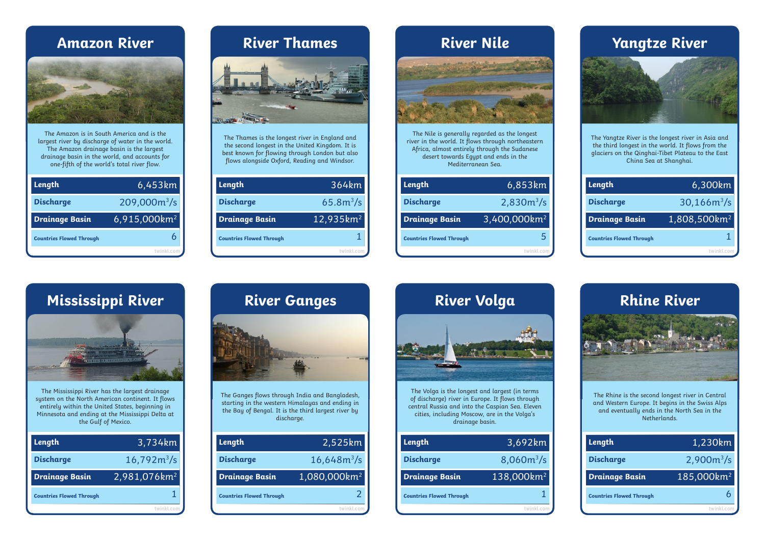## Amazon River

The Amazon is in South America and is the largest river by discharge of water in the world. The Amazon drainage basin is the largest drainage basin in the world, and accounts for one-fifth of the world's total river flow.

| Length | 6,453km |
|---|---|
| Discharge | 209,000m$^3$/s |
| Drainage Basin | 6,915,000km$^2$ |
| Countries Flowed Through | 6 |

## River Thames

The Thames is the longest river in England and the second longest in the United Kingdom. It is best known for flowing through London but also flows alongside Oxford, Reading and Windsor.

| Length | 364km |
|---|---|
| Discharge | 65.8m$^3$/s |
| Drainage Basin | 12,935km$^2$ |
| Countries Flowed Through | 1 |

## River Nile

The Nile is generally regarded as the longest river in the world. It flows through northeastern Africa, almost entirely through the Sudanese desert towards Egypt and ends in the Mediterranean Sea.

| Length | 6,853km |
|---|---|
| Discharge | 2,830m$^3$/s |
| Drainage Basin | 3,400,000km$^2$ |
| Countries Flowed Through | 5 |

## Yangtze River

The Yangtze River is the longest river in Asia and the third longest in the world. It flows from the glaciers on the Qinghai-Tibet Plateau to the East China Sea at Shanghai.

| Length | 6,300km |
|---|---|
| Discharge | 30,166m$^3$/s |
| Drainage Basin | 1,808,500km$^2$ |
| Countries Flowed Through | 1 |

## Mississippi River

The Mississippi River has the largest drainage system on the North American continent. It flows entirely within the United States, beginning in Minnesota and ending at the Mississippi Delta at the Gulf of Mexico.

| Length | 3,734km |
|---|---|
| Discharge | 16,792m$^3$/s |
| Drainage Basin | 2,981,076km$^2$ |
| Countries Flowed Through | 1 |

## River Ganges

The Ganges flows through India and Bangladesh, starting in the western Himalayas and ending in the Bay of Bengal. It is the third largest river by discharge.

| Length | 2,525km |
|---|---|
| Discharge | 16,648m$^3$/s |
| Drainage Basin | 1,080,000km$^2$ |
| Countries Flowed Through | 2 |

## River Volga

The Volga is the longest and largest (in terms of discharge) river in Europe. It flows through central Russia and into the Caspian Sea. Eleven cities, including Moscow, are in the Volga's drainage basin.

| Length | 3,692km |
|---|---|
| Discharge | 8,060m$^3$/s |
| Drainage Basin | 138,000km$^2$ |
| Countries Flowed Through | 1 |

## Rhine River

The Rhine is the second longest river in Central and Western Europe. It begins in the Swiss Alps and eventually ends in the North Sea in the Netherlands.

| Length | 1,230km |
|---|---|
| Discharge | 2,900m$^3$/s |
| Drainage Basin | 185,000km$^2$ |
| Countries Flowed Through | 6 |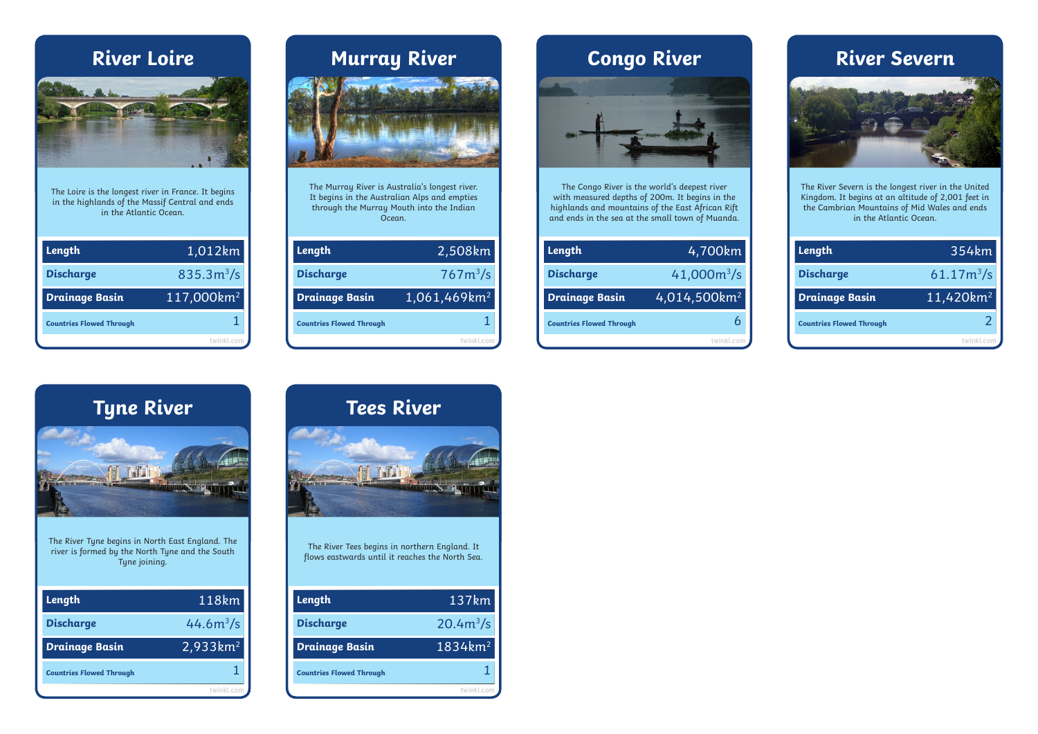## River Loire

The Loire is the longest river in France. It begins in the highlands of the Massif Central and ends in the Atlantic Ocean.

| | |
|---|---|
| **Length** | 1,012km |
| **Discharge** | 835.3$m^3/s$ |
| **Drainage Basin** | 117,000$km^2$ |
| **Countries Flowed Through** | 1 |

## Murray River

The Murray River is Australia's longest river. It begins in the Australian Alps and empties through the Murray Mouth into the Indian Ocean.

| | |
|---|---|
| **Length** | 2,508km |
| **Discharge** | 767$m^3/s$ |
| **Drainage Basin** | 1,061,469$km^2$ |
| **Countries Flowed Through** | 1 |

## Congo River

The Congo River is the world's deepest river with measured depths of 200m. It begins in the highlands and mountains of the East African Rift and ends in the sea at the small town of Muanda.

| | |
|---|---|
| **Length** | 4,700km |
| **Discharge** | 41,000$m^3/s$ |
| **Drainage Basin** | 4,014,500$km^2$ |
| **Countries Flowed Through** | 6 |

## River Severn

The River Severn is the longest river in the United Kingdom. It begins at an altitude of 2,001 feet in the Cambrian Mountains of Mid Wales and ends in the Atlantic Ocean.

| | |
|---|---|
| **Length** | 354km |
| **Discharge** | 61.17$m^3/s$ |
| **Drainage Basin** | 11,420$km^2$ |
| **Countries Flowed Through** | 2 |

## Tyne River

The River Tyne begins in North East England. The river is formed by the North Tyne and the South Tyne joining.

| | |
|---|---|
| **Length** | 118km |
| **Discharge** | 44.6$m^3/s$ |
| **Drainage Basin** | 2,933$km^2$ |
| **Countries Flowed Through** | 1 |

## Tees River

The River Tees begins in northern England. It flows eastwards until it reaches the North Sea.

| | |
|---|---|
| **Length** | 137km |
| **Discharge** | 20.4$m^3/s$ |
| **Drainage Basin** | 1834$km^2$ |
| **Countries Flowed Through** | 1 |